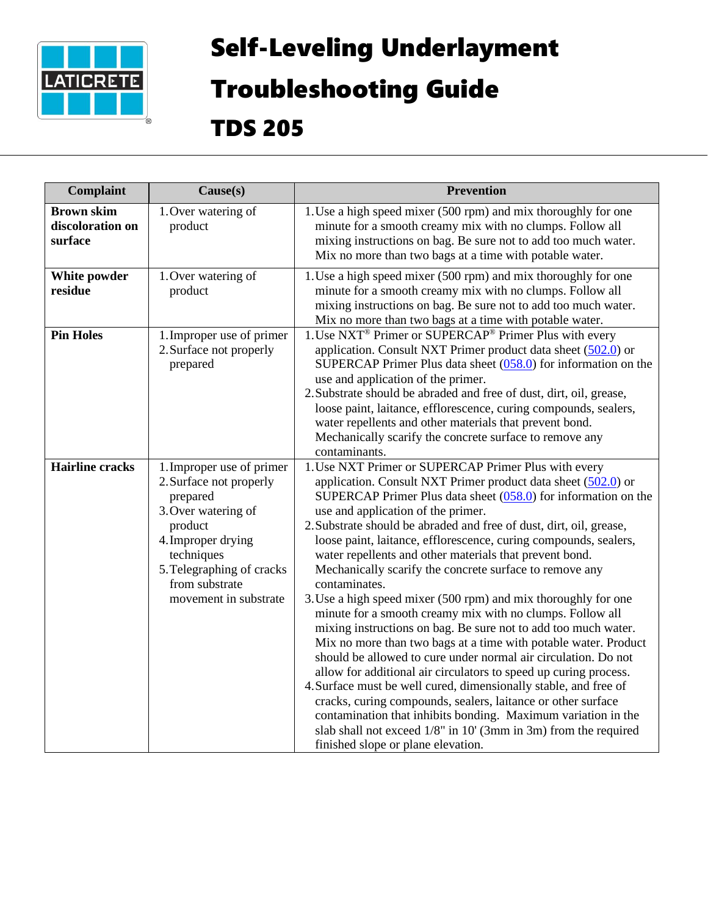# Self-Leveling Underlayment Troubleshooting Guide

## TDS 205

| Complaint | Cause(s) | Prevention |
|---|---|---|
| **Brown skim discoloration on surface** | 1. Over watering of product | 1. Use a high speed mixer (500 rpm) and mix thoroughly for one minute for a smooth creamy mix with no clumps. Follow all mixing instructions on bag. Be sure not to add too much water. Mix no more than two bags at a time with potable water. |
| **White powder residue** | 1. Over watering of product | 1. Use a high speed mixer (500 rpm) and mix thoroughly for one minute for a smooth creamy mix with no clumps. Follow all mixing instructions on bag. Be sure not to add too much water. Mix no more than two bags at a time with potable water. |
| **Pin Holes** | 1. Improper use of primer<br>2. Surface not properly prepared | 1. Use NXT® Primer or SUPERCAP® Primer Plus with every application. Consult NXT Primer product data sheet (502.0) or SUPERCAP Primer Plus data sheet (058.0) for information on the use and application of the primer.<br>2. Substrate should be abraded and free of dust, dirt, oil, grease, loose paint, laitance, efflorescence, curing compounds, sealers, water repellents and other materials that prevent bond. Mechanically scarify the concrete surface to remove any contaminants. |
| **Hairline cracks** | 1. Improper use of primer<br>2. Surface not properly prepared<br>3. Over watering of product<br>4. Improper drying techniques<br>5. Telegraphing of cracks from substrate movement in substrate | 1. Use NXT Primer or SUPERCAP Primer Plus with every application. Consult NXT Primer product data sheet (502.0) or SUPERCAP Primer Plus data sheet (058.0) for information on the use and application of the primer.<br>2. Substrate should be abraded and free of dust, dirt, oil, grease, loose paint, laitance, efflorescence, curing compounds, sealers, water repellents and other materials that prevent bond. Mechanically scarify the concrete surface to remove any contaminates.<br>3. Use a high speed mixer (500 rpm) and mix thoroughly for one minute for a smooth creamy mix with no clumps. Follow all mixing instructions on bag. Be sure not to add too much water. Mix no more than two bags at a time with potable water. Product should be allowed to cure under normal air circulation. Do not allow for additional air circulators to speed up curing process.<br>4. Surface must be well cured, dimensionally stable, and free of cracks, curing compounds, sealers, laitance or other surface contamination that inhibits bonding. Maximum variation in the slab shall not exceed 1/8" in 10' (3mm in 3m) from the required finished slope or plane elevation. |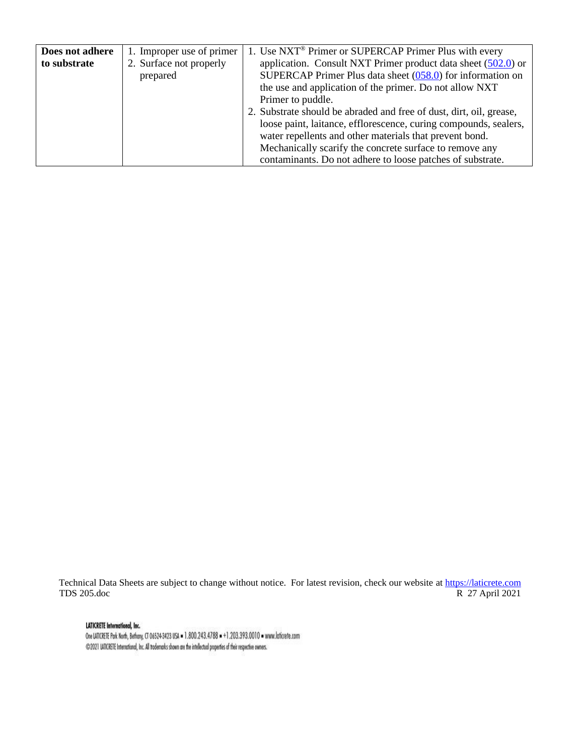| | | |
|---|---|---|
| **Does not adhere to substrate** | 1. Improper use of primer<br>2. Surface not properly prepared | 1. Use NXT® Primer or SUPERCAP Primer Plus with every application. Consult NXT Primer product data sheet (502.0) or SUPERCAP Primer Plus data sheet (058.0) for information on the use and application of the primer. Do not allow NXT Primer to puddle.<br>2. Substrate should be abraded and free of dust, dirt, oil, grease, loose paint, laitance, efflorescence, curing compounds, sealers, water repellents and other materials that prevent bond. Mechanically scarify the concrete surface to remove any contaminants. Do not adhere to loose patches of substrate. |

Technical Data Sheets are subject to change without notice. For latest revision, check our website at https://laticrete.com
TDS 205.doc R 27 April 2021

**LATICRETE International, Inc.**
One LATICRETE Park North, Bethany, CT 06524-3423 USA • 1.800.243.4788 • +1.203.393.0010 • www.laticrete.com
©2021 LATICRETE International, Inc. All trademarks shown are the intellectual properties of their respective owners.